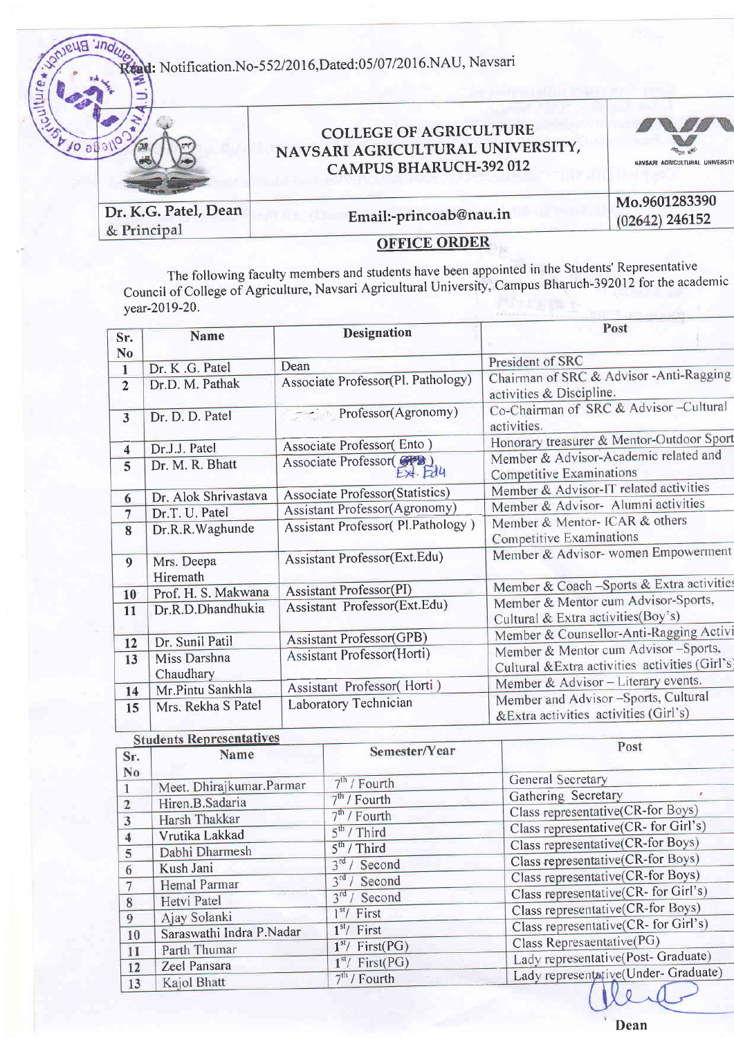Read: Notification.No-552/2016,Dated:05/07/2016.NAU, Navsari

| | COLLEGE OF AGRICULTURE NAVSARI AGRICULTURAL UNIVERSITY, CAMPUS BHARUCH-392 012 | NAVSARI AGRICULTURAL UNIVERSITY |
|---|---|---|
| Dr. K.G. Patel, Dean & Principal | Email:-princoab@nau.in | Mo.9601283390 (02642) 246152 |

## OFFICE ORDER

The following faculty members and students have been appointed in the Students' Representative Council of College of Agriculture, Navsari Agricultural University, Campus Bharuch-392012 for the academic year-2019-20.

| Sr. No | Name | Designation | Post |
|---|---|---|---|
| 1 | Dr. K .G. Patel | Dean | President of SRC |
| 2 | Dr.D. M. Pathak | Associate Professor(Pl. Pathology) | Chairman of SRC & Advisor -Anti-Ragging activities & Discipline. |
| 3 | Dr. D. D. Patel | Professor(Agronomy) | Co-Chairman of SRC & Advisor –Cultural activities. |
| 4 | Dr.J.J. Patel | Associate Professor( Ento ) | Honorary treasurer & Mentor-Outdoor Sport |
| 5 | Dr. M. R. Bhatt | Associate Professor( ~~GPB~~ Ext. Edu ) | Member & Advisor-Academic related and Competitive Examinations |
| 6 | Dr. Alok Shrivastava | Associate Professor(Statistics) | Member & Advisor-IT related activities |
| 7 | Dr.T. U. Patel | Assistant Professor(Agronomy) | Member & Advisor- Alumni activities |
| 8 | Dr.R.R.Waghunde | Assistant Professor( Pl.Pathology ) | Member & Mentor- ICAR & others Competitive Examinations |
| 9 | Mrs. Deepa Hiremath | Assistant Professor(Ext.Edu) | Member & Advisor- women Empowerment |
| 10 | Prof. H. S. Makwana | Assistant Professor(PI) | Member & Coach –Sports & Extra activities |
| 11 | Dr.R.D.Dhandhukia | Assistant Professor(Ext.Edu) | Member & Mentor cum Advisor-Sports, Cultural & Extra activities(Boy's) |
| 12 | Dr. Sunil Patil | Assistant Professor(GPB) | Member & Counsellor-Anti-Ragging Activi |
| 13 | Miss Darshna Chaudhary | Assistant Professor(Horti) | Member & Mentor cum Advisor –Sports, Cultural &Extra activities activities (Girl's) |
| 14 | Mr.Pintu Sankhla | Assistant Professor( Horti ) | Member & Advisor – Literary events. |
| 15 | Mrs. Rekha S Patel | Laboratory Technician | Member and Advisor –Sports, Cultural &Extra activities activities (Girl's) |

**Students Representatives**

| Sr. No | Name | Semester/Year | Post |
|---|---|---|---|
| 1 | Meet. Dhirajkumar.Parmar | 7th / Fourth | General Secretary |
| 2 | Hiren.B.Sadaria | 7th / Fourth | Gathering Secretary |
| 3 | Harsh Thakkar | 7th / Fourth | Class representative(CR-for Boys) |
| 4 | Vrutika Lakkad | 5th / Third | Class representative(CR- for Girl's) |
| 5 | Dabhi Dharmesh | 5th / Third | Class representative(CR-for Boys) |
| 6 | Kush Jani | 3rd / Second | Class representative(CR-for Boys) |
| 7 | Hemal Parmar | 3rd / Second | Class representative(CR-for Boys) |
| 8 | Hetvi Patel | 3rd / Second | Class representative(CR- for Girl's) |
| 9 | Ajay Solanki | 1st/ First | Class representative(CR-for Boys) |
| 10 | Saraswathi Indra P.Nadar | 1st/ First | Class representative(CR- for Girl's) |
| 11 | Parth Thumar | 1st/ First(PG) | Class Represaentative(PG) |
| 12 | Zeel Pansara | 1st/ First(PG) | Lady representative(Post- Graduate) |
| 13 | Kajol Bhatt | 7th / Fourth | Lady representative(Under- Graduate) |

Dean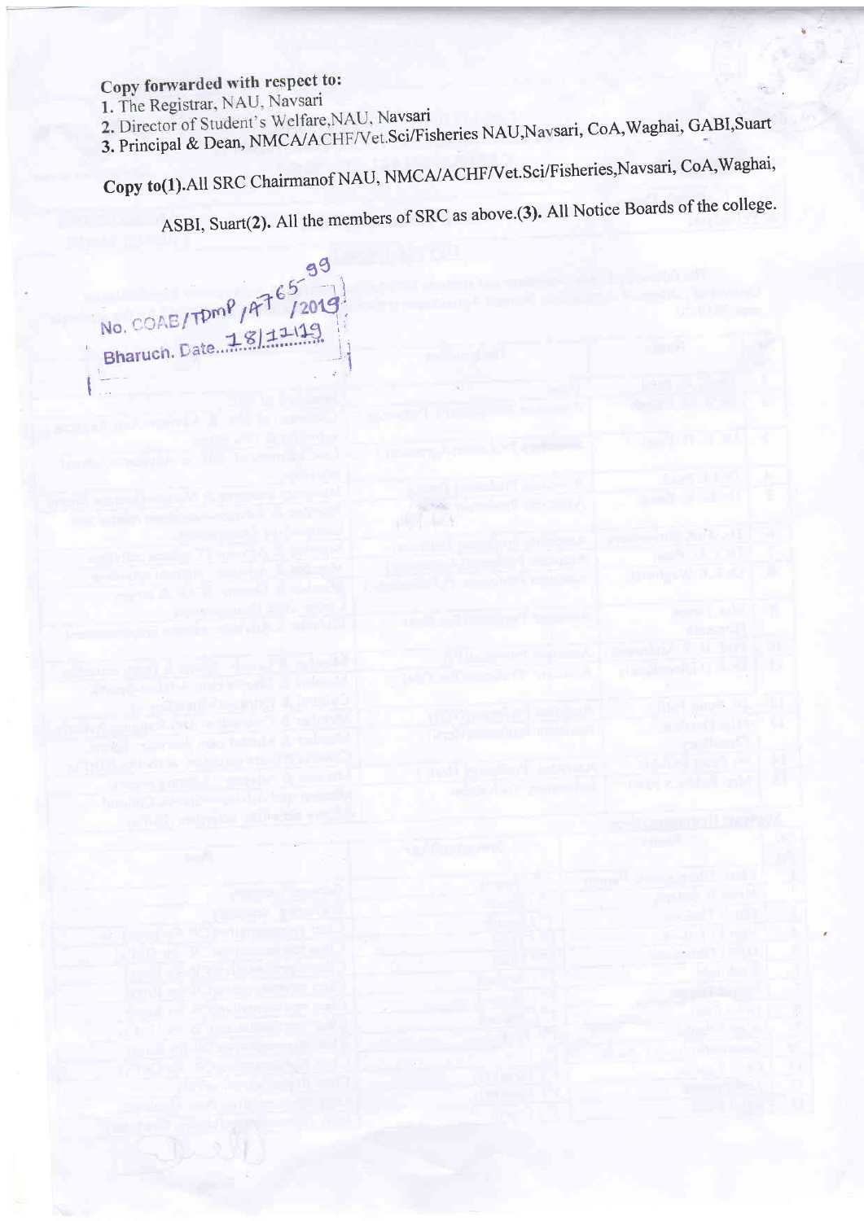**Copy forwarded with respect to:**

1. The Registrar, NAU, Navsari
2. Director of Student's Welfare,NAU, Navsari
3. Principal & Dean, NMCA/ACHF/Vet.Sci/Fisheries NAU,Navsari, CoA,Waghai, GABI,Suart

**Copy to(1).**All SRC Chairmanof NAU, NMCA/ACHF/Vet.Sci/Fisheries,Navsari, CoA,Waghai, ASBI, Suart**(2).** All the members of SRC as above.**(3).** All Notice Boards of the college.

No. COAB/TDMP/A765-99/2019
Bharuch. Date. 18/11/19